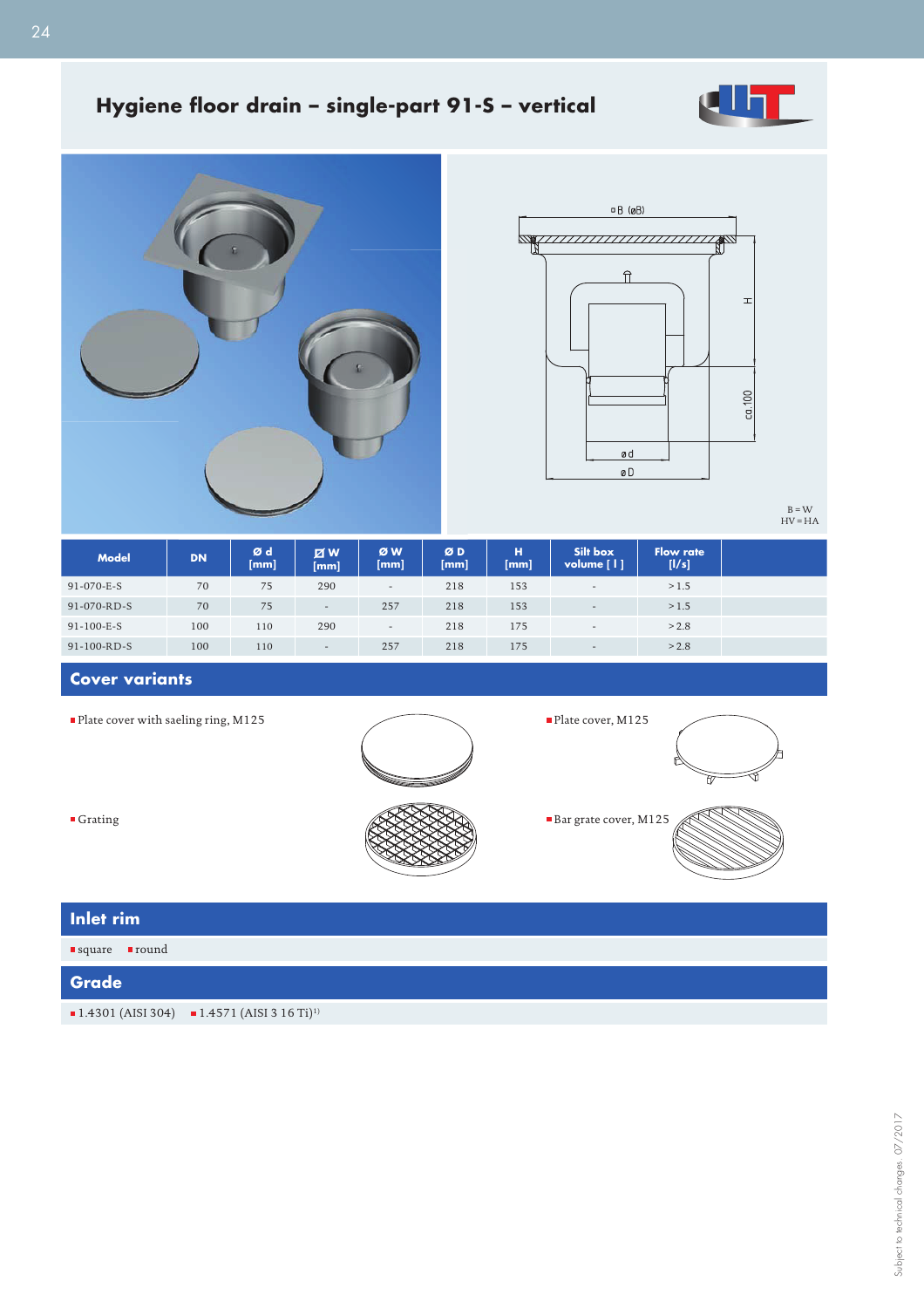# Hygiene floor drain – single-part 91-S – vertical

B = W
HV = HA

| Model | DN | Ø d [mm] | ◻ W [mm] | Ø W [mm] | Ø D [mm] | H [mm] | Silt box volume [ l ] | Flow rate [l/s] |
|---|---|---|---|---|---|---|---|---|
| 91-070-E-S | 70 | 75 | 290 | - | 218 | 153 | - | > 1.5 |
| 91-070-RD-S | 70 | 75 | - | 257 | 218 | 153 | - | > 1.5 |
| 91-100-E-S | 100 | 110 | 290 | - | 218 | 175 | - | > 2.8 |
| 91-100-RD-S | 100 | 110 | - | 257 | 218 | 175 | - | > 2.8 |

## Cover variants

- Plate cover with saeling ring, M125
- Plate cover, M125
- Grating
- Bar grate cover, M125

## Inlet rim

- square
- round

## Grade

- 1.4301 (AISI 304)
- 1.4571 (AISI 3 16 Ti)[1)]

Subject to technical changes 07/2017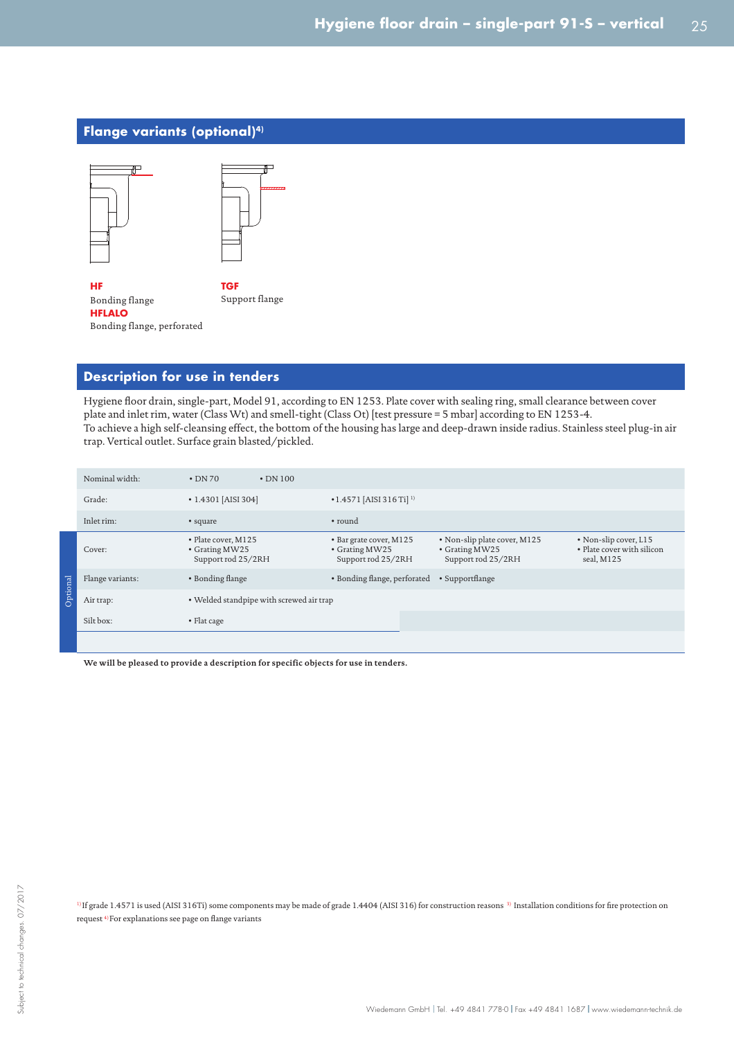## Flange variants (optional)[4]

**HF**
Bonding flange
**HFLALO**
Bonding flange, perforated

**TGF**
Support flange

## Description for use in tenders

Hygiene floor drain, single-part, Model 91, according to EN 1253. Plate cover with sealing ring, small clearance between cover plate and inlet rim, water (Class Wt) and smell-tight (Class Ot) [test pressure = 5 mbar] according to EN 1253-4.
To achieve a high self-cleansing effect, the bottom of the housing has large and deep-drawn inside radius. Stainless steel plug-in air trap. Vertical outlet. Surface grain blasted/pickled.

| | | | | | |
|---|---|---|---|---|---|
| | Nominal width: | • DN 70 • DN 100 | | | |
| | Grade: | • 1.4301 [AISI 304] | • 1.4571 [AISI 316 Ti] [1] | | |
| | Inlet rim: | • square | • round | | |
| Optional | Cover: | • Plate cover, M125<br>• Grating MW25<br>Support rod 25/2RH | • Bar grate cover, M125<br>• Grating MW25<br>Support rod 25/2RH | • Non-slip plate cover, M125<br>• Grating MW25<br>Support rod 25/2RH | • Non-slip cover, L15<br>• Plate cover with silicon seal, M125 |
| Optional | Flange variants: | • Bonding flange | • Bonding flange, perforated | • Supportflange | |
| Optional | Air trap: | • Welded standpipe with screwed air trap | | | |
| Optional | Silt box: | • Flat cage | | | |

**We will be pleased to provide a description for specific objects for use in tenders.**

[1] If grade 1.4571 is used (AISI 316Ti) some components may be made of grade 1.4404 (AISI 316) for construction reasons [3] Installation conditions for fire protection on request [4] For explanations see page on flange variants